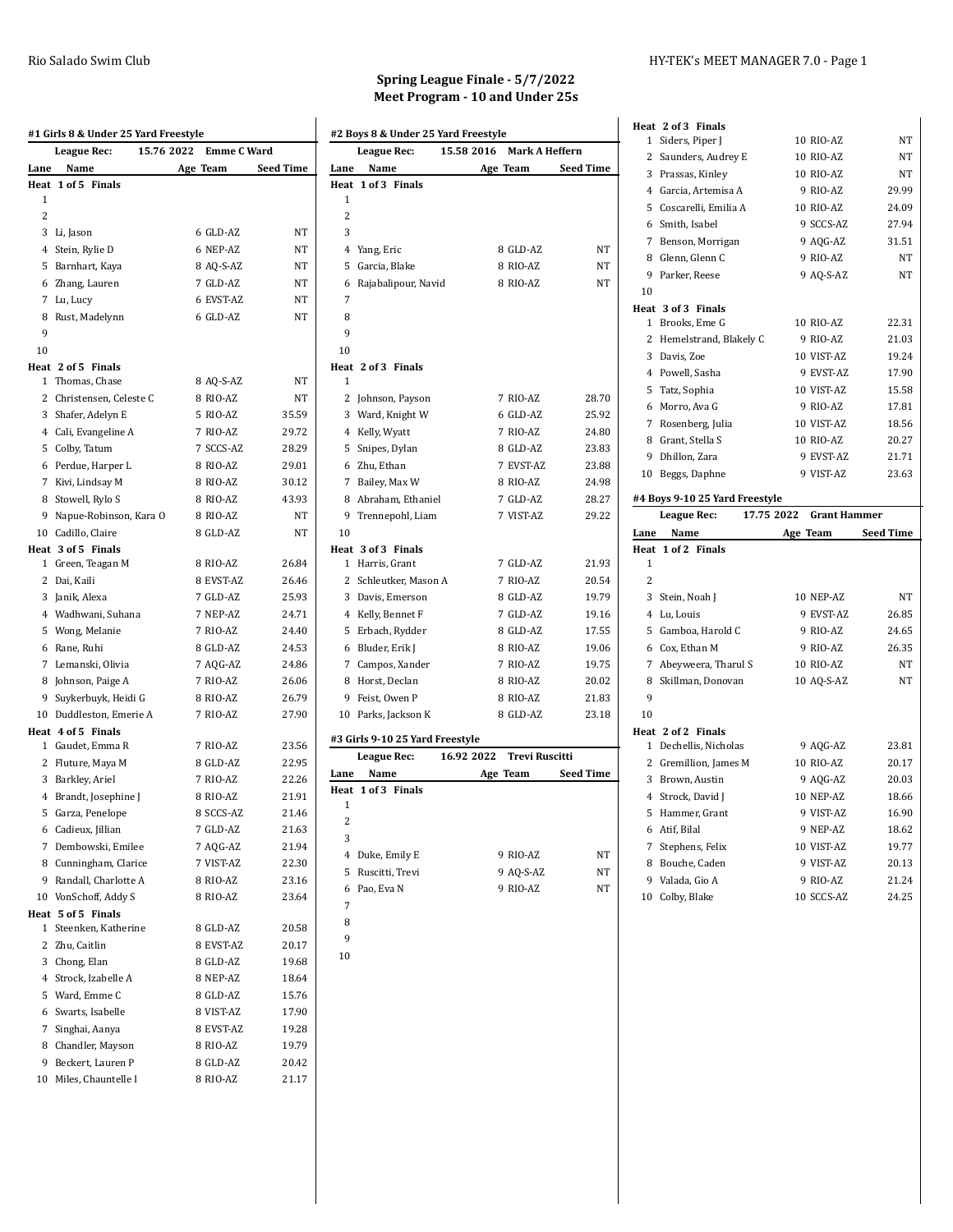## Spring League Finale - 5/7/2022
## Meet Program - 10 and Under 25s

### #1 Girls 8 & Under 25 Yard Freestyle

League Rec: 15.76 2022 Emme C Ward

| Lane | Name | Age | Team | Seed Time |
|---|---|---|---|---|
| **Heat 1 of 5 Finals** | | | | |
| 1 | | | | |
| 2 | | | | |
| 3 | Li, Jason | 6 | GLD-AZ | NT |
| 4 | Stein, Rylie D | 6 | NEP-AZ | NT |
| 5 | Barnhart, Kaya | 8 | AQ-S-AZ | NT |
| 6 | Zhang, Lauren | 7 | GLD-AZ | NT |
| 7 | Lu, Lucy | 6 | EVST-AZ | NT |
| 8 | Rust, Madelynn | 6 | GLD-AZ | NT |
| 9 | | | | |
| 10 | | | | |
| **Heat 2 of 5 Finals** | | | | |
| 1 | Thomas, Chase | 8 | AQ-S-AZ | NT |
| 2 | Christensen, Celeste C | 8 | RIO-AZ | NT |
| 3 | Shafer, Adelyn E | 5 | RIO-AZ | 35.59 |
| 4 | Cali, Evangeline A | 7 | RIO-AZ | 29.72 |
| 5 | Colby, Tatum | 7 | SCCS-AZ | 28.29 |
| 6 | Perdue, Harper L | 8 | RIO-AZ | 29.01 |
| 7 | Kivi, Lindsay M | 8 | RIO-AZ | 30.12 |
| 8 | Stowell, Rylo S | 8 | RIO-AZ | 43.93 |
| 9 | Napue-Robinson, Kara O | 8 | RIO-AZ | NT |
| 10 | Cadillo, Claire | 8 | GLD-AZ | NT |
| **Heat 3 of 5 Finals** | | | | |
| 1 | Green, Teagan M | 8 | RIO-AZ | 26.84 |
| 2 | Dai, Kaili | 8 | EVST-AZ | 26.46 |
| 3 | Janik, Alexa | 7 | GLD-AZ | 25.93 |
| 4 | Wadhwani, Suhana | 7 | NEP-AZ | 24.71 |
| 5 | Wong, Melanie | 7 | RIO-AZ | 24.40 |
| 6 | Rane, Ruhi | 8 | GLD-AZ | 24.53 |
| 7 | Lemanski, Olivia | 7 | AQG-AZ | 24.86 |
| 8 | Johnson, Paige A | 7 | RIO-AZ | 26.06 |
| 9 | Suykerbuyk, Heidi G | 8 | RIO-AZ | 26.79 |
| 10 | Duddleston, Emerie A | 7 | RIO-AZ | 27.90 |
| **Heat 4 of 5 Finals** | | | | |
| 1 | Gaudet, Emma R | 7 | RIO-AZ | 23.56 |
| 2 | Fluture, Maya M | 8 | GLD-AZ | 22.95 |
| 3 | Barkley, Ariel | 7 | RIO-AZ | 22.26 |
| 4 | Brandt, Josephine J | 8 | RIO-AZ | 21.91 |
| 5 | Garza, Penelope | 8 | SCCS-AZ | 21.46 |
| 6 | Cadieux, Jillian | 7 | GLD-AZ | 21.63 |
| 7 | Dembowski, Emilee | 7 | AQG-AZ | 21.94 |
| 8 | Cunningham, Clarice | 7 | VIST-AZ | 22.30 |
| 9 | Randall, Charlotte A | 8 | RIO-AZ | 23.16 |
| 10 | VonSchoff, Addy S | 8 | RIO-AZ | 23.64 |
| **Heat 5 of 5 Finals** | | | | |
| 1 | Steenken, Katherine | 8 | GLD-AZ | 20.58 |
| 2 | Zhu, Caitlin | 8 | EVST-AZ | 20.17 |
| 3 | Chong, Elan | 8 | GLD-AZ | 19.68 |
| 4 | Strock, Izabelle A | 8 | NEP-AZ | 18.64 |
| 5 | Ward, Emme C | 8 | GLD-AZ | 15.76 |
| 6 | Swarts, Isabelle | 8 | VIST-AZ | 17.90 |
| 7 | Singhai, Aanya | 8 | EVST-AZ | 19.28 |
| 8 | Chandler, Mayson | 8 | RIO-AZ | 19.79 |
| 9 | Beckert, Lauren P | 8 | GLD-AZ | 20.42 |
| 10 | Miles, Chauntelle I | 8 | RIO-AZ | 21.17 |

### #2 Boys 8 & Under 25 Yard Freestyle

League Rec: 15.58 2016 Mark A Heffern

| Lane | Name | Age | Team | Seed Time |
|---|---|---|---|---|
| **Heat 1 of 3 Finals** | | | | |
| 1 | | | | |
| 2 | | | | |
| 3 | | | | |
| 4 | Yang, Eric | 8 | GLD-AZ | NT |
| 5 | Garcia, Blake | 8 | RIO-AZ | NT |
| 6 | Rajabalipour, Navid | 8 | RIO-AZ | NT |
| 7 | | | | |
| 8 | | | | |
| 9 | | | | |
| 10 | | | | |
| **Heat 2 of 3 Finals** | | | | |
| 1 | | | | |
| 2 | Johnson, Payson | 7 | RIO-AZ | 28.70 |
| 3 | Ward, Knight W | 6 | GLD-AZ | 25.92 |
| 4 | Kelly, Wyatt | 7 | RIO-AZ | 24.80 |
| 5 | Snipes, Dylan | 8 | GLD-AZ | 23.83 |
| 6 | Zhu, Ethan | 7 | EVST-AZ | 23.88 |
| 7 | Bailey, Max W | 8 | RIO-AZ | 24.98 |
| 8 | Abraham, Ethaniel | 7 | GLD-AZ | 28.27 |
| 9 | Trennepohl, Liam | 7 | VIST-AZ | 29.22 |
| 10 | | | | |
| **Heat 3 of 3 Finals** | | | | |
| 1 | Harris, Grant | 7 | GLD-AZ | 21.93 |
| 2 | Schleutker, Mason A | 7 | RIO-AZ | 20.54 |
| 3 | Davis, Emerson | 8 | GLD-AZ | 19.79 |
| 4 | Kelly, Bennet F | 7 | GLD-AZ | 19.16 |
| 5 | Erbach, Rydder | 8 | GLD-AZ | 17.55 |
| 6 | Bluder, Erik J | 8 | RIO-AZ | 19.06 |
| 7 | Campos, Xander | 7 | RIO-AZ | 19.75 |
| 8 | Horst, Declan | 8 | RIO-AZ | 20.02 |
| 9 | Feist, Owen P | 8 | RIO-AZ | 21.83 |
| 10 | Parks, Jackson K | 8 | GLD-AZ | 23.18 |

### #3 Girls 9-10 25 Yard Freestyle

League Rec: 16.92 2022 Trevi Ruscitti

| Lane | Name | Age | Team | Seed Time |
|---|---|---|---|---|
| **Heat 1 of 3 Finals** | | | | |
| 1 | | | | |
| 2 | | | | |
| 3 | | | | |
| 4 | Duke, Emily E | 9 | RIO-AZ | NT |
| 5 | Ruscitti, Trevi | 9 | AQ-S-AZ | NT |
| 6 | Pao, Eva N | 9 | RIO-AZ | NT |
| 7 | | | | |
| 8 | | | | |
| 9 | | | | |
| 10 | | | | |
| **Heat 2 of 3 Finals** | | | | |
| 1 | Siders, Piper J | 10 | RIO-AZ | NT |
| 2 | Saunders, Audrey E | 10 | RIO-AZ | NT |
| 3 | Prassas, Kinley | 10 | RIO-AZ | NT |
| 4 | Garcia, Artemisa A | 9 | RIO-AZ | 29.99 |
| 5 | Coscarelli, Emilia A | 10 | RIO-AZ | 24.09 |
| 6 | Smith, Isabel | 9 | SCCS-AZ | 27.94 |
| 7 | Benson, Morrigan | 9 | AQG-AZ | 31.51 |
| 8 | Glenn, Glenn C | 9 | RIO-AZ | NT |
| 9 | Parker, Reese | 9 | AQ-S-AZ | NT |
| 10 | | | | |
| **Heat 3 of 3 Finals** | | | | |
| 1 | Brooks, Eme G | 10 | RIO-AZ | 22.31 |
| 2 | Hemelstrand, Blakely C | 9 | RIO-AZ | 21.03 |
| 3 | Davis, Zoe | 10 | VIST-AZ | 19.24 |
| 4 | Powell, Sasha | 9 | EVST-AZ | 17.90 |
| 5 | Tatz, Sophia | 10 | VIST-AZ | 15.58 |
| 6 | Morro, Ava G | 9 | RIO-AZ | 17.81 |
| 7 | Rosenberg, Julia | 10 | VIST-AZ | 18.56 |
| 8 | Grant, Stella S | 10 | RIO-AZ | 20.27 |
| 9 | Dhillon, Zara | 9 | EVST-AZ | 21.71 |
| 10 | Beggs, Daphne | 9 | VIST-AZ | 23.63 |

### #4 Boys 9-10 25 Yard Freestyle

League Rec: 17.75 2022 Grant Hammer

| Lane | Name | Age | Team | Seed Time |
|---|---|---|---|---|
| **Heat 1 of 2 Finals** | | | | |
| 1 | | | | |
| 2 | | | | |
| 3 | Stein, Noah J | 10 | NEP-AZ | NT |
| 4 | Lu, Louis | 9 | EVST-AZ | 26.85 |
| 5 | Gamboa, Harold C | 9 | RIO-AZ | 24.65 |
| 6 | Cox, Ethan M | 9 | RIO-AZ | 26.35 |
| 7 | Abeyweera, Tharul S | 10 | RIO-AZ | NT |
| 8 | Skillman, Donovan | 10 | AQ-S-AZ | NT |
| 9 | | | | |
| 10 | | | | |
| **Heat 2 of 2 Finals** | | | | |
| 1 | Dechellis, Nicholas | 9 | AQG-AZ | 23.81 |
| 2 | Gremillion, James M | 10 | RIO-AZ | 20.17 |
| 3 | Brown, Austin | 9 | AQG-AZ | 20.03 |
| 4 | Strock, David J | 10 | NEP-AZ | 18.66 |
| 5 | Hammer, Grant | 9 | VIST-AZ | 16.90 |
| 6 | Atif, Bilal | 9 | NEP-AZ | 18.62 |
| 7 | Stephens, Felix | 10 | VIST-AZ | 19.77 |
| 8 | Bouche, Caden | 9 | VIST-AZ | 20.13 |
| 9 | Valada, Gio A | 9 | RIO-AZ | 21.24 |
| 10 | Colby, Blake | 10 | SCCS-AZ | 24.25 |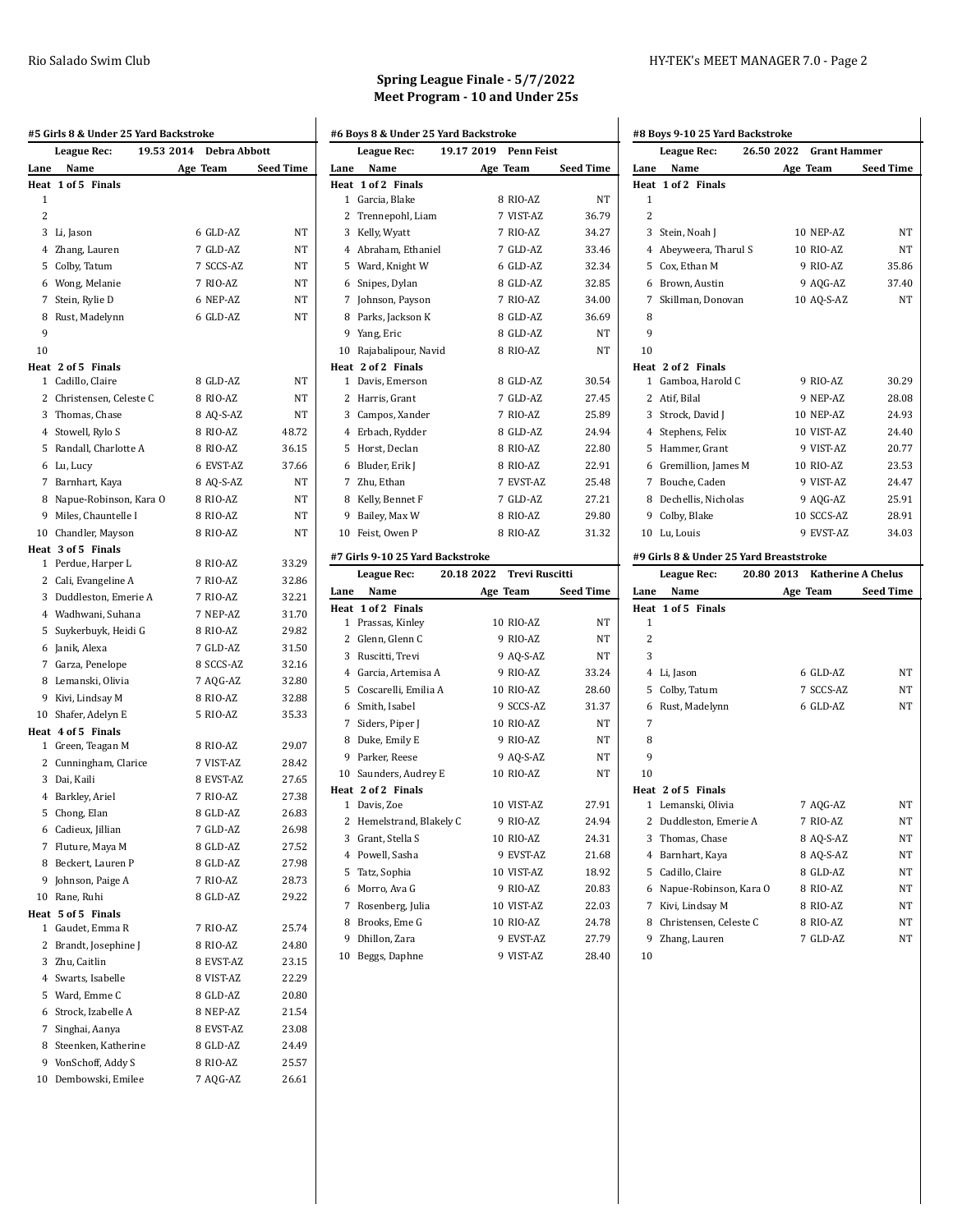## Spring League Finale - 5/7/2022
## Meet Program - 10 and Under 25s

### #5 Girls 8 & Under 25 Yard Backstroke

League Rec: 19.53 2014 Debra Abbott

| Lane | Name | Age | Team | Seed Time |
|---|---|---|---|---|
| **Heat 1 of 5 Finals** | | | | |
| 1 | | | | |
| 2 | | | | |
| 3 | Li, Jason | 6 | GLD-AZ | NT |
| 4 | Zhang, Lauren | 7 | GLD-AZ | NT |
| 5 | Colby, Tatum | 7 | SCCS-AZ | NT |
| 6 | Wong, Melanie | 7 | RIO-AZ | NT |
| 7 | Stein, Rylie D | 6 | NEP-AZ | NT |
| 8 | Rust, Madelynn | 6 | GLD-AZ | NT |
| 9 | | | | |
| 10 | | | | |
| **Heat 2 of 5 Finals** | | | | |
| 1 | Cadillo, Claire | 8 | GLD-AZ | NT |
| 2 | Christensen, Celeste C | 8 | RIO-AZ | NT |
| 3 | Thomas, Chase | 8 | AQ-S-AZ | NT |
| 4 | Stowell, Rylo S | 8 | RIO-AZ | 48.72 |
| 5 | Randall, Charlotte A | 8 | RIO-AZ | 36.15 |
| 6 | Lu, Lucy | 6 | EVST-AZ | 37.66 |
| 7 | Barnhart, Kaya | 8 | AQ-S-AZ | NT |
| 8 | Napue-Robinson, Kara O | 8 | RIO-AZ | NT |
| 9 | Miles, Chauntelle I | 8 | RIO-AZ | NT |
| 10 | Chandler, Mayson | 8 | RIO-AZ | NT |
| **Heat 3 of 5 Finals** | | | | |
| 1 | Perdue, Harper L | 8 | RIO-AZ | 33.29 |
| 2 | Cali, Evangeline A | 7 | RIO-AZ | 32.86 |
| 3 | Duddleston, Emerie A | 7 | RIO-AZ | 32.21 |
| 4 | Wadhwani, Suhana | 7 | NEP-AZ | 31.70 |
| 5 | Suykerbuyk, Heidi G | 8 | RIO-AZ | 29.82 |
| 6 | Janik, Alexa | 7 | GLD-AZ | 31.50 |
| 7 | Garza, Penelope | 8 | SCCS-AZ | 32.16 |
| 8 | Lemanski, Olivia | 7 | AQG-AZ | 32.80 |
| 9 | Kivi, Lindsay M | 8 | RIO-AZ | 32.88 |
| 10 | Shafer, Adelyn E | 5 | RIO-AZ | 35.33 |
| **Heat 4 of 5 Finals** | | | | |
| 1 | Green, Teagan M | 8 | RIO-AZ | 29.07 |
| 2 | Cunningham, Clarice | 7 | VIST-AZ | 28.42 |
| 3 | Dai, Kaili | 8 | EVST-AZ | 27.65 |
| 4 | Barkley, Ariel | 7 | RIO-AZ | 27.38 |
| 5 | Chong, Elan | 8 | GLD-AZ | 26.83 |
| 6 | Cadieux, Jillian | 7 | GLD-AZ | 26.98 |
| 7 | Fluture, Maya M | 8 | GLD-AZ | 27.52 |
| 8 | Beckert, Lauren P | 8 | GLD-AZ | 27.98 |
| 9 | Johnson, Paige A | 7 | RIO-AZ | 28.73 |
| 10 | Rane, Ruhi | 8 | GLD-AZ | 29.22 |
| **Heat 5 of 5 Finals** | | | | |
| 1 | Gaudet, Emma R | 7 | RIO-AZ | 25.74 |
| 2 | Brandt, Josephine J | 8 | RIO-AZ | 24.80 |
| 3 | Zhu, Caitlin | 8 | EVST-AZ | 23.15 |
| 4 | Swarts, Isabelle | 8 | VIST-AZ | 22.29 |
| 5 | Ward, Emme C | 8 | GLD-AZ | 20.80 |
| 6 | Strock, Izabelle A | 8 | NEP-AZ | 21.54 |
| 7 | Singhai, Aanya | 8 | EVST-AZ | 23.08 |
| 8 | Steenken, Katherine | 8 | GLD-AZ | 24.49 |
| 9 | VonSchoff, Addy S | 8 | RIO-AZ | 25.57 |
| 10 | Dembowski, Emilee | 7 | AQG-AZ | 26.61 |

### #6 Boys 8 & Under 25 Yard Backstroke

League Rec: 19.17 2019 Penn Feist

| Lane | Name | Age | Team | Seed Time |
|---|---|---|---|---|
| **Heat 1 of 2 Finals** | | | | |
| 1 | Garcia, Blake | 8 | RIO-AZ | NT |
| 2 | Trennepohl, Liam | 7 | VIST-AZ | 36.79 |
| 3 | Kelly, Wyatt | 7 | RIO-AZ | 34.27 |
| 4 | Abraham, Ethaniel | 7 | GLD-AZ | 33.46 |
| 5 | Ward, Knight W | 6 | GLD-AZ | 32.34 |
| 6 | Snipes, Dylan | 8 | GLD-AZ | 32.85 |
| 7 | Johnson, Payson | 7 | RIO-AZ | 34.00 |
| 8 | Parks, Jackson K | 8 | GLD-AZ | 36.69 |
| 9 | Yang, Eric | 8 | GLD-AZ | NT |
| 10 | Rajabalipour, Navid | 8 | RIO-AZ | NT |
| **Heat 2 of 2 Finals** | | | | |
| 1 | Davis, Emerson | 8 | GLD-AZ | 30.54 |
| 2 | Harris, Grant | 7 | GLD-AZ | 27.45 |
| 3 | Campos, Xander | 7 | RIO-AZ | 25.89 |
| 4 | Erbach, Rydder | 8 | GLD-AZ | 24.94 |
| 5 | Horst, Declan | 8 | RIO-AZ | 22.80 |
| 6 | Bluder, Erik J | 8 | RIO-AZ | 22.91 |
| 7 | Zhu, Ethan | 7 | EVST-AZ | 25.48 |
| 8 | Kelly, Bennet F | 7 | GLD-AZ | 27.21 |
| 9 | Bailey, Max W | 8 | RIO-AZ | 29.80 |
| 10 | Feist, Owen P | 8 | RIO-AZ | 31.32 |

### #7 Girls 9-10 25 Yard Backstroke

League Rec: 20.18 2022 Trevi Ruscitti

| Lane | Name | Age | Team | Seed Time |
|---|---|---|---|---|
| **Heat 1 of 2 Finals** | | | | |
| 1 | Prassas, Kinley | 10 | RIO-AZ | NT |
| 2 | Glenn, Glenn C | 9 | RIO-AZ | NT |
| 3 | Ruscitti, Trevi | 9 | AQ-S-AZ | NT |
| 4 | Garcia, Artemisa A | 9 | RIO-AZ | 33.24 |
| 5 | Coscarelli, Emilia A | 10 | RIO-AZ | 28.60 |
| 6 | Smith, Isabel | 9 | SCCS-AZ | 31.37 |
| 7 | Siders, Piper J | 10 | RIO-AZ | NT |
| 8 | Duke, Emily E | 9 | RIO-AZ | NT |
| 9 | Parker, Reese | 9 | AQ-S-AZ | NT |
| 10 | Saunders, Audrey E | 10 | RIO-AZ | NT |
| **Heat 2 of 2 Finals** | | | | |
| 1 | Davis, Zoe | 10 | VIST-AZ | 27.91 |
| 2 | Hemelstrand, Blakely C | 9 | RIO-AZ | 24.94 |
| 3 | Grant, Stella S | 10 | RIO-AZ | 24.31 |
| 4 | Powell, Sasha | 9 | EVST-AZ | 21.68 |
| 5 | Tatz, Sophia | 10 | VIST-AZ | 18.92 |
| 6 | Morro, Ava G | 9 | RIO-AZ | 20.83 |
| 7 | Rosenberg, Julia | 10 | VIST-AZ | 22.03 |
| 8 | Brooks, Eme G | 10 | RIO-AZ | 24.78 |
| 9 | Dhillon, Zara | 9 | EVST-AZ | 27.79 |
| 10 | Beggs, Daphne | 9 | VIST-AZ | 28.40 |

### #8 Boys 9-10 25 Yard Backstroke

League Rec: 26.50 2022 Grant Hammer

| Lane | Name | Age | Team | Seed Time |
|---|---|---|---|---|
| **Heat 1 of 2 Finals** | | | | |
| 1 | | | | |
| 2 | | | | |
| 3 | Stein, Noah J | 10 | NEP-AZ | NT |
| 4 | Abeyweera, Tharul S | 10 | RIO-AZ | NT |
| 5 | Cox, Ethan M | 9 | RIO-AZ | 35.86 |
| 6 | Brown, Austin | 9 | AQG-AZ | 37.40 |
| 7 | Skillman, Donovan | 10 | AQ-S-AZ | NT |
| 8 | | | | |
| 9 | | | | |
| 10 | | | | |
| **Heat 2 of 2 Finals** | | | | |
| 1 | Gamboa, Harold C | 9 | RIO-AZ | 30.29 |
| 2 | Atif, Bilal | 9 | NEP-AZ | 28.08 |
| 3 | Strock, David J | 10 | NEP-AZ | 24.93 |
| 4 | Stephens, Felix | 10 | VIST-AZ | 24.40 |
| 5 | Hammer, Grant | 9 | VIST-AZ | 20.77 |
| 6 | Gremillion, James M | 10 | RIO-AZ | 23.53 |
| 7 | Bouche, Caden | 9 | VIST-AZ | 24.47 |
| 8 | Dechellis, Nicholas | 9 | AQG-AZ | 25.91 |
| 9 | Colby, Blake | 10 | SCCS-AZ | 28.91 |
| 10 | Lu, Louis | 9 | EVST-AZ | 34.03 |

### #9 Girls 8 & Under 25 Yard Breaststroke

League Rec: 20.80 2013 Katherine A Chelus

| Lane | Name | Age | Team | Seed Time |
|---|---|---|---|---|
| **Heat 1 of 5 Finals** | | | | |
| 1 | | | | |
| 2 | | | | |
| 3 | | | | |
| 4 | Li, Jason | 6 | GLD-AZ | NT |
| 5 | Colby, Tatum | 7 | SCCS-AZ | NT |
| 6 | Rust, Madelynn | 6 | GLD-AZ | NT |
| 7 | | | | |
| 8 | | | | |
| 9 | | | | |
| 10 | | | | |
| **Heat 2 of 5 Finals** | | | | |
| 1 | Lemanski, Olivia | 7 | AQG-AZ | NT |
| 2 | Duddleston, Emerie A | 7 | RIO-AZ | NT |
| 3 | Thomas, Chase | 8 | AQ-S-AZ | NT |
| 4 | Barnhart, Kaya | 8 | AQ-S-AZ | NT |
| 5 | Cadillo, Claire | 8 | GLD-AZ | NT |
| 6 | Napue-Robinson, Kara O | 8 | RIO-AZ | NT |
| 7 | Kivi, Lindsay M | 8 | RIO-AZ | NT |
| 8 | Christensen, Celeste C | 8 | RIO-AZ | NT |
| 9 | Zhang, Lauren | 7 | GLD-AZ | NT |
| 10 | | | | |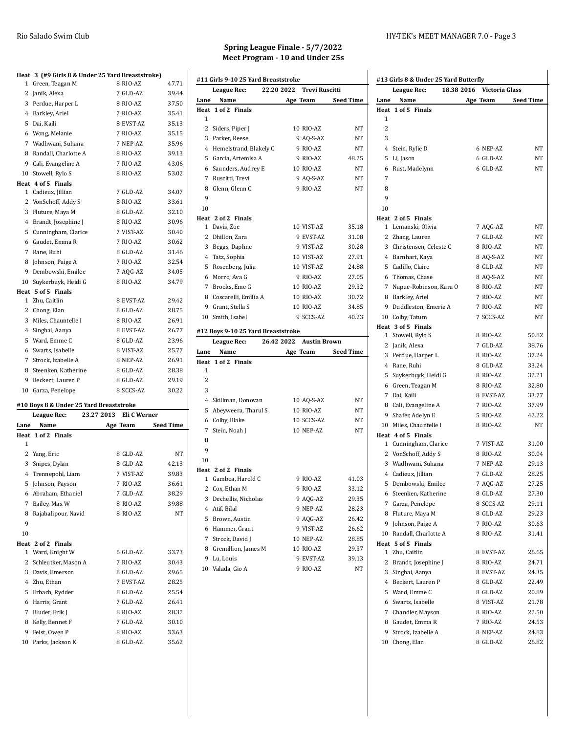## Spring League Finale - 5/7/2022
## Meet Program - 10 and Under 25s

**Heat 3 (#9 Girls 8 & Under 25 Yard Breaststroke)**

| Lane | Name | Age | Team | Seed Time |
|---|---|---|---|---|
| 1 | Green, Teagan M | 8 | RIO-AZ | 47.71 |
| 2 | Janik, Alexa | 7 | GLD-AZ | 39.44 |
| 3 | Perdue, Harper L | 8 | RIO-AZ | 37.50 |
| 4 | Barkley, Ariel | 7 | RIO-AZ | 35.41 |
| 5 | Dai, Kaili | 8 | EVST-AZ | 35.13 |
| 6 | Wong, Melanie | 7 | RIO-AZ | 35.15 |
| 7 | Wadhwani, Suhana | 7 | NEP-AZ | 35.96 |
| 8 | Randall, Charlotte A | 8 | RIO-AZ | 39.13 |
| 9 | Cali, Evangeline A | 7 | RIO-AZ | 43.06 |
| 10 | Stowell, Rylo S | 8 | RIO-AZ | 53.02 |

**Heat 4 of 5 Finals**

| Lane | Name | Age | Team | Seed Time |
|---|---|---|---|---|
| 1 | Cadieux, Jillian | 7 | GLD-AZ | 34.07 |
| 2 | VonSchoff, Addy S | 8 | RIO-AZ | 33.61 |
| 3 | Fluture, Maya M | 8 | GLD-AZ | 32.10 |
| 4 | Brandt, Josephine J | 8 | RIO-AZ | 30.96 |
| 5 | Cunningham, Clarice | 7 | VIST-AZ | 30.40 |
| 6 | Gaudet, Emma R | 7 | RIO-AZ | 30.62 |
| 7 | Rane, Ruhi | 8 | GLD-AZ | 31.46 |
| 8 | Johnson, Paige A | 7 | RIO-AZ | 32.54 |
| 9 | Dembowski, Emilee | 7 | AQG-AZ | 34.05 |
| 10 | Suykerbuyk, Heidi G | 8 | RIO-AZ | 34.79 |

**Heat 5 of 5 Finals**

| Lane | Name | Age | Team | Seed Time |
|---|---|---|---|---|
| 1 | Zhu, Caitlin | 8 | EVST-AZ | 29.42 |
| 2 | Chong, Elan | 8 | GLD-AZ | 28.75 |
| 3 | Miles, Chauntelle I | 8 | RIO-AZ | 26.91 |
| 4 | Singhai, Aanya | 8 | EVST-AZ | 26.77 |
| 5 | Ward, Emme C | 8 | GLD-AZ | 23.96 |
| 6 | Swarts, Isabelle | 8 | VIST-AZ | 25.77 |
| 7 | Strock, Izabelle A | 8 | NEP-AZ | 26.91 |
| 8 | Steenken, Katherine | 8 | GLD-AZ | 28.38 |
| 9 | Beckert, Lauren P | 8 | GLD-AZ | 29.19 |
| 10 | Garza, Penelope | 8 | SCCS-AZ | 30.22 |

### #10 Boys 8 & Under 25 Yard Breaststroke

League Rec: 23.27 2013 Eli C Werner

**Heat 1 of 2 Finals**

| Lane | Name | Age | Team | Seed Time |
|---|---|---|---|---|
| 1 | | | | |
| 2 | Yang, Eric | 8 | GLD-AZ | NT |
| 3 | Snipes, Dylan | 8 | GLD-AZ | 42.13 |
| 4 | Trennepohl, Liam | 7 | VIST-AZ | 39.83 |
| 5 | Johnson, Payson | 7 | RIO-AZ | 36.61 |
| 6 | Abraham, Ethaniel | 7 | GLD-AZ | 38.29 |
| 7 | Bailey, Max W | 8 | RIO-AZ | 39.88 |
| 8 | Rajabalipour, Navid | 8 | RIO-AZ | NT |
| 9 | | | | |
| 10 | | | | |

**Heat 2 of 2 Finals**

| Lane | Name | Age | Team | Seed Time |
|---|---|---|---|---|
| 1 | Ward, Knight W | 6 | GLD-AZ | 33.73 |
| 2 | Schleutker, Mason A | 7 | RIO-AZ | 30.43 |
| 3 | Davis, Emerson | 8 | GLD-AZ | 29.65 |
| 4 | Zhu, Ethan | 7 | EVST-AZ | 28.25 |
| 5 | Erbach, Rydder | 8 | GLD-AZ | 25.54 |
| 6 | Harris, Grant | 7 | GLD-AZ | 26.41 |
| 7 | Bluder, Erik J | 8 | RIO-AZ | 28.32 |
| 8 | Kelly, Bennet F | 7 | GLD-AZ | 30.10 |
| 9 | Feist, Owen P | 8 | RIO-AZ | 33.63 |
| 10 | Parks, Jackson K | 8 | GLD-AZ | 35.62 |

### #11 Girls 9-10 25 Yard Breaststroke

League Rec: 22.20 2022 Trevi Ruscitti

**Heat 1 of 2 Finals**

| Lane | Name | Age | Team | Seed Time |
|---|---|---|---|---|
| 1 | | | | |
| 2 | Siders, Piper J | 10 | RIO-AZ | NT |
| 3 | Parker, Reese | 9 | AQ-S-AZ | NT |
| 4 | Hemelstrand, Blakely C | 9 | RIO-AZ | NT |
| 5 | Garcia, Artemisa A | 9 | RIO-AZ | 48.25 |
| 6 | Saunders, Audrey E | 10 | RIO-AZ | NT |
| 7 | Ruscitti, Trevi | 9 | AQ-S-AZ | NT |
| 8 | Glenn, Glenn C | 9 | RIO-AZ | NT |
| 9 | | | | |
| 10 | | | | |

**Heat 2 of 2 Finals**

| Lane | Name | Age | Team | Seed Time |
|---|---|---|---|---|
| 1 | Davis, Zoe | 10 | VIST-AZ | 35.18 |
| 2 | Dhillon, Zara | 9 | EVST-AZ | 31.08 |
| 3 | Beggs, Daphne | 9 | VIST-AZ | 30.28 |
| 4 | Tatz, Sophia | 10 | VIST-AZ | 27.91 |
| 5 | Rosenberg, Julia | 10 | VIST-AZ | 24.88 |
| 6 | Morro, Ava G | 9 | RIO-AZ | 27.05 |
| 7 | Brooks, Eme G | 10 | RIO-AZ | 29.32 |
| 8 | Coscarelli, Emilia A | 10 | RIO-AZ | 30.72 |
| 9 | Grant, Stella S | 10 | RIO-AZ | 34.85 |
| 10 | Smith, Isabel | 9 | SCCS-AZ | 40.23 |

### #12 Boys 9-10 25 Yard Breaststroke

League Rec: 26.42 2022 Austin Brown

**Heat 1 of 2 Finals**

| Lane | Name | Age | Team | Seed Time |
|---|---|---|---|---|
| 1 | | | | |
| 2 | | | | |
| 3 | | | | |
| 4 | Skillman, Donovan | 10 | AQ-S-AZ | NT |
| 5 | Abeyweera, Tharul S | 10 | RIO-AZ | NT |
| 6 | Colby, Blake | 10 | SCCS-AZ | NT |
| 7 | Stein, Noah J | 10 | NEP-AZ | NT |
| 8 | | | | |
| 9 | | | | |
| 10 | | | | |

**Heat 2 of 2 Finals**

| Lane | Name | Age | Team | Seed Time |
|---|---|---|---|---|
| 1 | Gamboa, Harold C | 9 | RIO-AZ | 41.03 |
| 2 | Cox, Ethan M | 9 | RIO-AZ | 33.12 |
| 3 | Dechellis, Nicholas | 9 | AQG-AZ | 29.35 |
| 4 | Atif, Bilal | 9 | NEP-AZ | 28.23 |
| 5 | Brown, Austin | 9 | AQG-AZ | 26.42 |
| 6 | Hammer, Grant | 9 | VIST-AZ | 26.62 |
| 7 | Strock, David J | 10 | NEP-AZ | 28.85 |
| 8 | Gremillion, James M | 10 | RIO-AZ | 29.37 |
| 9 | Lu, Louis | 9 | EVST-AZ | 39.13 |
| 10 | Valada, Gio A | 9 | RIO-AZ | NT |

### #13 Girls 8 & Under 25 Yard Butterfly

League Rec: 18.38 2016 Victoria Glass

**Heat 1 of 5 Finals**

| Lane | Name | Age | Team | Seed Time |
|---|---|---|---|---|
| 1 | | | | |
| 2 | | | | |
| 3 | | | | |
| 4 | Stein, Rylie D | 6 | NEP-AZ | NT |
| 5 | Li, Jason | 6 | GLD-AZ | NT |
| 6 | Rust, Madelynn | 6 | GLD-AZ | NT |
| 7 | | | | |
| 8 | | | | |
| 9 | | | | |
| 10 | | | | |

**Heat 2 of 5 Finals**

| Lane | Name | Age | Team | Seed Time |
|---|---|---|---|---|
| 1 | Lemanski, Olivia | 7 | AQG-AZ | NT |
| 2 | Zhang, Lauren | 7 | GLD-AZ | NT |
| 3 | Christensen, Celeste C | 8 | RIO-AZ | NT |
| 4 | Barnhart, Kaya | 8 | AQ-S-AZ | NT |
| 5 | Cadillo, Claire | 8 | GLD-AZ | NT |
| 6 | Thomas, Chase | 8 | AQ-S-AZ | NT |
| 7 | Napue-Robinson, Kara O | 8 | RIO-AZ | NT |
| 8 | Barkley, Ariel | 7 | RIO-AZ | NT |
| 9 | Duddleston, Emerie A | 7 | RIO-AZ | NT |
| 10 | Colby, Tatum | 7 | SCCS-AZ | NT |

**Heat 3 of 5 Finals**

| Lane | Name | Age | Team | Seed Time |
|---|---|---|---|---|
| 1 | Stowell, Rylo S | 8 | RIO-AZ | 50.82 |
| 2 | Janik, Alexa | 7 | GLD-AZ | 38.76 |
| 3 | Perdue, Harper L | 8 | RIO-AZ | 37.24 |
| 4 | Rane, Ruhi | 8 | GLD-AZ | 33.24 |
| 5 | Suykerbuyk, Heidi G | 8 | RIO-AZ | 32.21 |
| 6 | Green, Teagan M | 8 | RIO-AZ | 32.80 |
| 7 | Dai, Kaili | 8 | EVST-AZ | 33.77 |
| 8 | Cali, Evangeline A | 7 | RIO-AZ | 37.99 |
| 9 | Shafer, Adelyn E | 5 | RIO-AZ | 42.22 |
| 10 | Miles, Chauntelle I | 8 | RIO-AZ | NT |

**Heat 4 of 5 Finals**

| Lane | Name | Age | Team | Seed Time |
|---|---|---|---|---|
| 1 | Cunningham, Clarice | 7 | VIST-AZ | 31.00 |
| 2 | VonSchoff, Addy S | 8 | RIO-AZ | 30.04 |
| 3 | Wadhwani, Suhana | 7 | NEP-AZ | 29.13 |
| 4 | Cadieux, Jillian | 7 | GLD-AZ | 28.25 |
| 5 | Dembowski, Emilee | 7 | AQG-AZ | 27.25 |
| 6 | Steenken, Katherine | 8 | GLD-AZ | 27.30 |
| 7 | Garza, Penelope | 8 | SCCS-AZ | 29.11 |
| 8 | Fluture, Maya M | 8 | GLD-AZ | 29.23 |
| 9 | Johnson, Paige A | 7 | RIO-AZ | 30.63 |
| 10 | Randall, Charlotte A | 8 | RIO-AZ | 31.41 |

**Heat 5 of 5 Finals**

| Lane | Name | Age | Team | Seed Time |
|---|---|---|---|---|
| 1 | Zhu, Caitlin | 8 | EVST-AZ | 26.65 |
| 2 | Brandt, Josephine J | 8 | RIO-AZ | 24.71 |
| 3 | Singhai, Aanya | 8 | EVST-AZ | 24.35 |
| 4 | Beckert, Lauren P | 8 | GLD-AZ | 22.49 |
| 5 | Ward, Emme C | 8 | GLD-AZ | 20.89 |
| 6 | Swarts, Isabelle | 8 | VIST-AZ | 21.78 |
| 7 | Chandler, Mayson | 8 | RIO-AZ | 22.50 |
| 8 | Gaudet, Emma R | 7 | RIO-AZ | 24.53 |
| 9 | Strock, Izabelle A | 8 | NEP-AZ | 24.83 |
| 10 | Chong, Elan | 8 | GLD-AZ | 26.82 |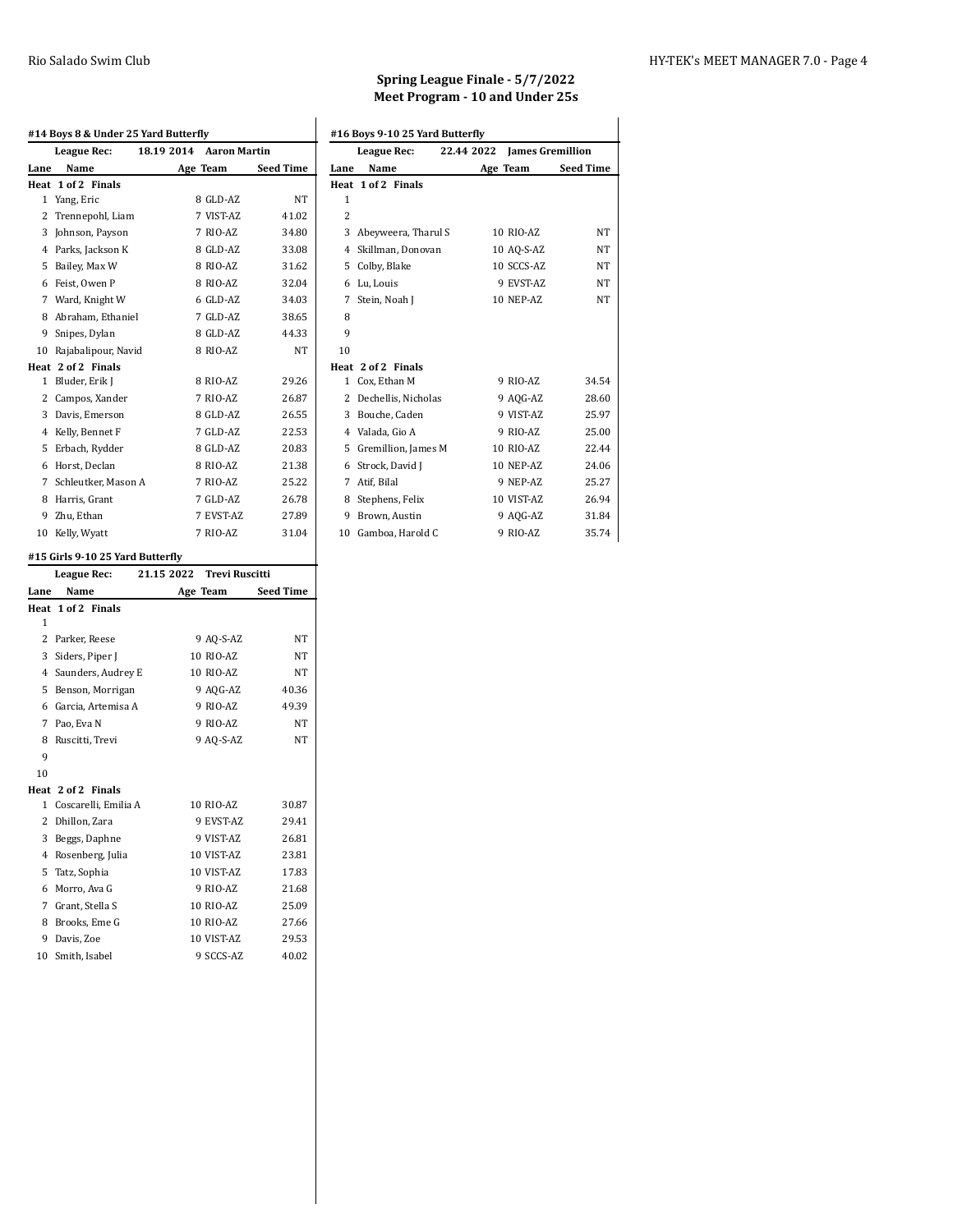## Spring League Finale - 5/7/2022
## Meet Program - 10 and Under 25s

### #14 Boys 8 & Under 25 Yard Butterfly

League Rec: 18.19 2014 Aaron Martin

| Lane | Name | Age | Team | Seed Time |
|---|---|---|---|---|
| **Heat 1 of 2 Finals** | | | | |
| 1 | Yang, Eric | 8 | GLD-AZ | NT |
| 2 | Trennepohl, Liam | 7 | VIST-AZ | 41.02 |
| 3 | Johnson, Payson | 7 | RIO-AZ | 34.80 |
| 4 | Parks, Jackson K | 8 | GLD-AZ | 33.08 |
| 5 | Bailey, Max W | 8 | RIO-AZ | 31.62 |
| 6 | Feist, Owen P | 8 | RIO-AZ | 32.04 |
| 7 | Ward, Knight W | 6 | GLD-AZ | 34.03 |
| 8 | Abraham, Ethaniel | 7 | GLD-AZ | 38.65 |
| 9 | Snipes, Dylan | 8 | GLD-AZ | 44.33 |
| 10 | Rajabalipour, Navid | 8 | RIO-AZ | NT |
| **Heat 2 of 2 Finals** | | | | |
| 1 | Bluder, Erik J | 8 | RIO-AZ | 29.26 |
| 2 | Campos, Xander | 7 | RIO-AZ | 26.87 |
| 3 | Davis, Emerson | 8 | GLD-AZ | 26.55 |
| 4 | Kelly, Bennet F | 7 | GLD-AZ | 22.53 |
| 5 | Erbach, Rydder | 8 | GLD-AZ | 20.83 |
| 6 | Horst, Declan | 8 | RIO-AZ | 21.38 |
| 7 | Schleutker, Mason A | 7 | RIO-AZ | 25.22 |
| 8 | Harris, Grant | 7 | GLD-AZ | 26.78 |
| 9 | Zhu, Ethan | 7 | EVST-AZ | 27.89 |
| 10 | Kelly, Wyatt | 7 | RIO-AZ | 31.04 |

### #15 Girls 9-10 25 Yard Butterfly

League Rec: 21.15 2022 Trevi Ruscitti

| Lane | Name | Age | Team | Seed Time |
|---|---|---|---|---|
| **Heat 1 of 2 Finals** | | | | |
| 1 | | | | |
| 2 | Parker, Reese | 9 | AQ-S-AZ | NT |
| 3 | Siders, Piper J | 10 | RIO-AZ | NT |
| 4 | Saunders, Audrey E | 10 | RIO-AZ | NT |
| 5 | Benson, Morrigan | 9 | AQG-AZ | 40.36 |
| 6 | Garcia, Artemisa A | 9 | RIO-AZ | 49.39 |
| 7 | Pao, Eva N | 9 | RIO-AZ | NT |
| 8 | Ruscitti, Trevi | 9 | AQ-S-AZ | NT |
| 9 | | | | |
| 10 | | | | |
| **Heat 2 of 2 Finals** | | | | |
| 1 | Coscarelli, Emilia A | 10 | RIO-AZ | 30.87 |
| 2 | Dhillon, Zara | 9 | EVST-AZ | 29.41 |
| 3 | Beggs, Daphne | 9 | VIST-AZ | 26.81 |
| 4 | Rosenberg, Julia | 10 | VIST-AZ | 23.81 |
| 5 | Tatz, Sophia | 10 | VIST-AZ | 17.83 |
| 6 | Morro, Ava G | 9 | RIO-AZ | 21.68 |
| 7 | Grant, Stella S | 10 | RIO-AZ | 25.09 |
| 8 | Brooks, Eme G | 10 | RIO-AZ | 27.66 |
| 9 | Davis, Zoe | 10 | VIST-AZ | 29.53 |
| 10 | Smith, Isabel | 9 | SCCS-AZ | 40.02 |

### #16 Boys 9-10 25 Yard Butterfly

League Rec: 22.44 2022 James Gremillion

| Lane | Name | Age | Team | Seed Time |
|---|---|---|---|---|
| **Heat 1 of 2 Finals** | | | | |
| 1 | | | | |
| 2 | | | | |
| 3 | Abeyweera, Tharul S | 10 | RIO-AZ | NT |
| 4 | Skillman, Donovan | 10 | AQ-S-AZ | NT |
| 5 | Colby, Blake | 10 | SCCS-AZ | NT |
| 6 | Lu, Louis | 9 | EVST-AZ | NT |
| 7 | Stein, Noah J | 10 | NEP-AZ | NT |
| 8 | | | | |
| 9 | | | | |
| 10 | | | | |
| **Heat 2 of 2 Finals** | | | | |
| 1 | Cox, Ethan M | 9 | RIO-AZ | 34.54 |
| 2 | Dechellis, Nicholas | 9 | AQG-AZ | 28.60 |
| 3 | Bouche, Caden | 9 | VIST-AZ | 25.97 |
| 4 | Valada, Gio A | 9 | RIO-AZ | 25.00 |
| 5 | Gremillion, James M | 10 | RIO-AZ | 22.44 |
| 6 | Strock, David J | 10 | NEP-AZ | 24.06 |
| 7 | Atif, Bilal | 9 | NEP-AZ | 25.27 |
| 8 | Stephens, Felix | 10 | VIST-AZ | 26.94 |
| 9 | Brown, Austin | 9 | AQG-AZ | 31.84 |
| 10 | Gamboa, Harold C | 9 | RIO-AZ | 35.74 |